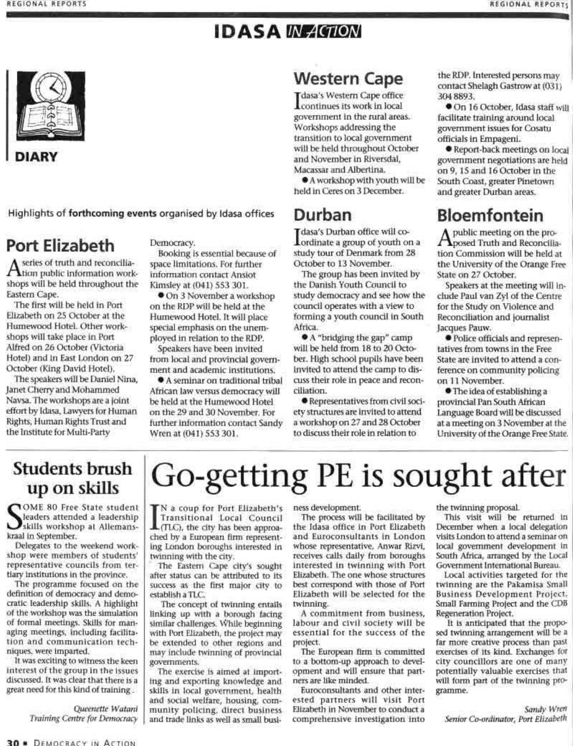# IDASA IN ACTION

## DIARY

Highlights of **forthcoming events** organised by Idasa offices

## Port Elizabeth

A series of truth and reconciliation public information workshops will be held throughout the Eastern Cape.

The first will be held in Port Elizabeth on 25 October at the Humewood Hotel. Other workshops will take place in Port Alfred on 26 October (Victoria Hotel) and in East London on 27 October (King David Hotel).

The speakers will be Daniel Nina, Janet Cherry and Mohammed Navsa. The workshops are a joint effort by Idasa, Lawyers for Human Rights, Human Rights Trust and the Institute for Multi-Party Democracy.

Booking is essential because of space limitations. For further information contact Ansiot Kimsley at (041) 553 301.

- On 3 November a workshop on the RDP will be held at the Humewood Hotel. It will place special emphasis on the unemployed in relation to the RDP.

Speakers have been invited from local and provincial government and academic institutions.

- A seminar on traditional tribal African law versus democracy will be held at the Humewood Hotel on the 29 and 30 November. For further information contact Sandy Wren at (041) 553 301.

## Western Cape

Idasa's Western Cape office continues its work in local government in the rural areas. Workshops addressing the transition to local government will be held throughout October and November in Riversdal, Macassar and Albertina.

- A workshop with youth will be held in Ceres on 3 December.

## Durban

Idasa's Durban office will co-ordinate a group of youth on a study tour of Denmark from 28 October to 13 November.

The group has been invited by the Danish Youth Council to study democracy and see how the council operates with a view to forming a youth council in South Africa.

- A "bridging the gap" camp will be held from 18 to 20 October. High school pupils have been invited to attend the camp to discuss their role in peace and reconciliation.
- Representatives from civil society structures are invited to attend a workshop on 27 and 28 October to discuss their role in relation to the RDP. Interested persons may contact Shelagh Gastrow at (031) 304 8893.
- On 16 October, Idasa staff will facilitate training around local government issues for Cosatu officials in Empageni.
- Report-back meetings on local government negotiations are held on 9, 15 and 16 October in the South Coast, greater Pinetown and greater Durban areas.

## Bloemfontein

A public meeting on the proposed Truth and Reconciliation Commission will be held at the University of the Orange Free State on 27 October.

Speakers at the meeting will include Paul van Zyl of the Centre for the Study on Violence and Reconciliation and journalist Jacques Pauw.

- Police officials and representatives from towns in the Free State are invited to attend a conference on community policing on 11 November.
- The idea of establishing a provincial Pan South African Language Board will be discussed at a meeting on 3 November at the University of the Orange Free State.

## Students brush up on skills

SOME 80 Free State student leaders attended a leadership skills workshop at Allemanskraal in September.

Delegates to the weekend workshop were members of students' representative councils from tertiary institutions in the province.

The programme focused on the definition of democracy and democratic leadership skills. A highlight of the workshop was the simulation of formal meetings. Skills for managing meetings, including facilitation and communication techniques, were imparted.

It was exciting to witness the keen interest of the group in the issues discussed. It was clear that there is a great need for this kind of training.

*Queenette Watani*
*Training Centre for Democracy*

## Go-getting PE is sought after

IN a coup for Port Elizabeth's Transitional Local Council (TLC), the city has been approached by a European firm representing London boroughs interested in twinning with the city.

The Eastern Cape city's sought after status can be attributed to its success as the first major city to establish a TLC.

The concept of twinning entails linking up with a borough facing similar challenges. While beginning with Port Elizabeth, the project may be extended to other regions and may include twinning of provincial governments.

The exercise is aimed at importing and exporting knowledge and skills in local government, health and social welfare, housing, community policing, direct business and trade links as well as small business development.

The process will be facilitated by the Idasa office in Port Elizabeth and Euroconsultants in London whose representative, Anwar Rizvi, receives calls daily from boroughs interested in twinning with Port Elizabeth. The one whose structures best correspond with those of Port Elizabeth will be selected for the twinning.

A commitment from business, labour and civil society will be essential for the success of the project.

The European firm is committed to a bottom-up approach to development and will ensure that partners are like minded.

Euroconsultants and other interested partners will visit Port Elizabeth in November to conduct a comprehensive investigation into the twinning proposal.

This visit will be returned in December when a local delegation visits London to attend a seminar on local government development in South Africa, arranged by the Local Government International Bureau.

Local activities targeted for the twinning are the Pakamisa Small Business Development Project, Small Farming Project and the CDB Regeneration Project.

It is anticipated that the proposed twinning arrangement will be a far more creative process than past exercises of its kind. Exchanges for city councillors are one of many potentially valuable exercises that will form part of the twinning programme.

*Sandy Wren*
*Senior Co-ordinator, Port Elizabeth*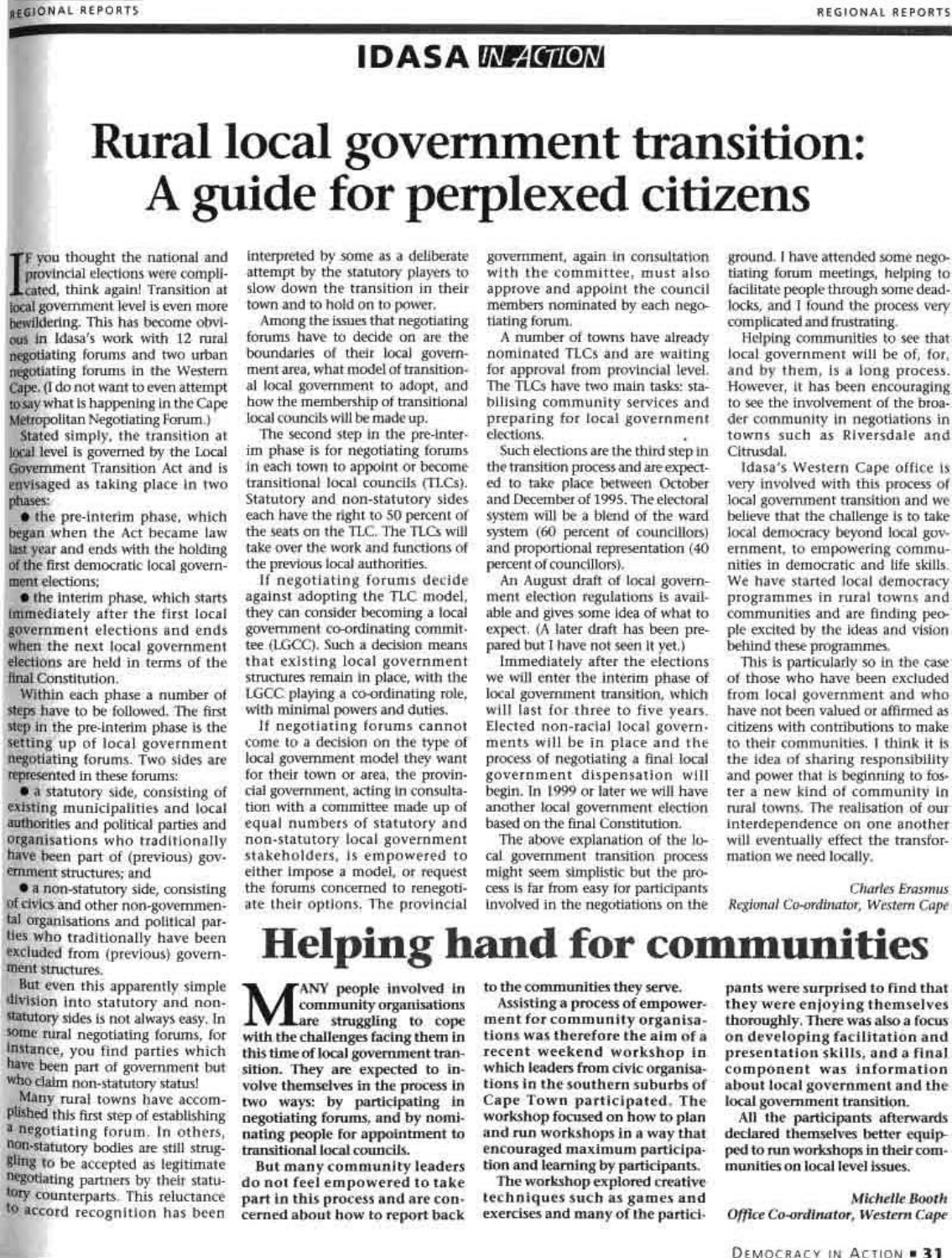## IDASA IN ACTION

# Rural local government transition: A guide for perplexed citizens

If you thought the national and provincial elections were complicated, think again! Transition at local government level is even more bewildering. This has become obvious in Idasa's work with 12 rural negotiating forums and two urban negotiating forums in the Western Cape. (I do not want to even attempt to say what is happening in the Cape Metropolitan Negotiating Forum.)

Stated simply, the transition at local level is governed by the Local Government Transition Act and is envisaged as taking place in two phases:

- the pre-interim phase, which began when the Act became law last year and ends with the holding of the first democratic local government elections;
- the interim phase, which starts immediately after the first local government elections and ends when the next local government elections are held in terms of the final Constitution.

Within each phase a number of steps have to be followed. The first step in the pre-interim phase is the setting up of local government negotiating forums. Two sides are represented in these forums:

- a statutory side, consisting of existing municipalities and local authorities and political parties and organisations who traditionally have been part of (previous) government structures; and
- a non-statutory side, consisting of civics and other non-governmental organisations and political parties who traditionally have been excluded from (previous) government structures.

But even this apparently simple division into statutory and non-statutory sides is not always easy. In some rural negotiating forums, for instance, you find parties which have been part of government but who claim non-statutory status!

Many rural towns have accomplished this first step of establishing a negotiating forum. In others, non-statutory bodies are still struggling to be accepted as legitimate negotiating partners by their statutory counterparts. This reluctance to accord recognition has been interpreted by some as a deliberate attempt by the statutory players to slow down the transition in their town and to hold on to power.

Among the issues that negotiating forums have to decide on are the boundaries of their local government area, what model of transitional local government to adopt, and how the membership of transitional local councils will be made up.

The second step in the pre-interim phase is for negotiating forums in each town to appoint or become transitional local councils (TLCs). Statutory and non-statutory sides each have the right to 50 percent of the seats on the TLC. The TLCs will take over the work and functions of the previous local authorities.

If negotiating forums decide against adopting the TLC model, they can consider becoming a local government co-ordinating committee (LGCC). Such a decision means that existing local government structures remain in place, with the LGCC playing a co-ordinating role, with minimal powers and duties.

If negotiating forums cannot come to a decision on the type of local government model they want for their town or area, the provincial government, acting in consultation with a committee made up of equal numbers of statutory and non-statutory local government stakeholders, is empowered to either impose a model, or request the forums concerned to renegotiate their options. The provincial government, again in consultation with the committee, must also approve and appoint the council members nominated by each negotiating forum.

A number of towns have already nominated TLCs and are waiting for approval from provincial level. The TLCs have two main tasks: stabilising community services and preparing for local government elections.

Such elections are the third step in the transition process and are expected to take place between October and December of 1995. The electoral system will be a blend of the ward system (60 percent of councillors) and proportional representation (40 percent of councillors).

An August draft of local government election regulations is available and gives some idea of what to expect. (A later draft has been prepared but I have not seen it yet.)

Immediately after the elections we will enter the interim phase of local government transition, which will last for three to five years. Elected non-racial local governments will be in place and the process of negotiating a final local government dispensation will begin. In 1999 or later we will have another local government election based on the final Constitution.

The above explanation of the local government transition process might seem simplistic but the process is far from easy for participants involved in the negotiations on the ground. I have attended some negotiating forum meetings, helping to facilitate people through some deadlocks, and I found the process very complicated and frustrating.

Helping communities to see that local government will be of, for, and by them, is a long process. However, it has been encouraging to see the involvement of the broader community in negotiations in towns such as Riversdale and Citrusdal.

Idasa's Western Cape office is very involved with this process of local government transition and we believe that the challenge is to take local democracy beyond local government, to empowering communities in democratic and life skills. We have started local democracy programmes in rural towns and communities and are finding people excited by the ideas and vision behind these programmes.

This is particularly so in the case of those who have been excluded from local government and who have not been valued or affirmed as citizens with contributions to make to their communities. I think it is the idea of sharing responsibility and power that is beginning to foster a new kind of community in rural towns. The realisation of our interdependence on one another will eventually effect the transformation we need locally.

*Charles Erasmus*
*Regional Co-ordinator, Western Cape*

# Helping hand for communities

**Many people involved in community organisations are struggling to cope with the challenges facing them in this time of local government transition. They are expected to involve themselves in the process in two ways: by participating in negotiating forums, and by nominating people for appointment to transitional local councils.**

**But many community leaders do not feel empowered to take part in this process and are concerned about how to report back to the communities they serve.**

**Assisting a process of empowerment for community organisations was therefore the aim of a recent weekend workshop in which leaders from civic organisations in the southern suburbs of Cape Town participated. The workshop focused on how to plan and run workshops in a way that encouraged maximum participation and learning by participants.**

**The workshop explored creative techniques such as games and exercises and many of the participants were surprised to find that they were enjoying themselves thoroughly. There was also a focus on developing facilitation and presentation skills, and a final component was information about local government and the local government transition.**

**All the participants afterwards declared themselves better equipped to run workshops in their communities on local level issues.**

*Michelle Booth*
*Office Co-ordinator, Western Cape*